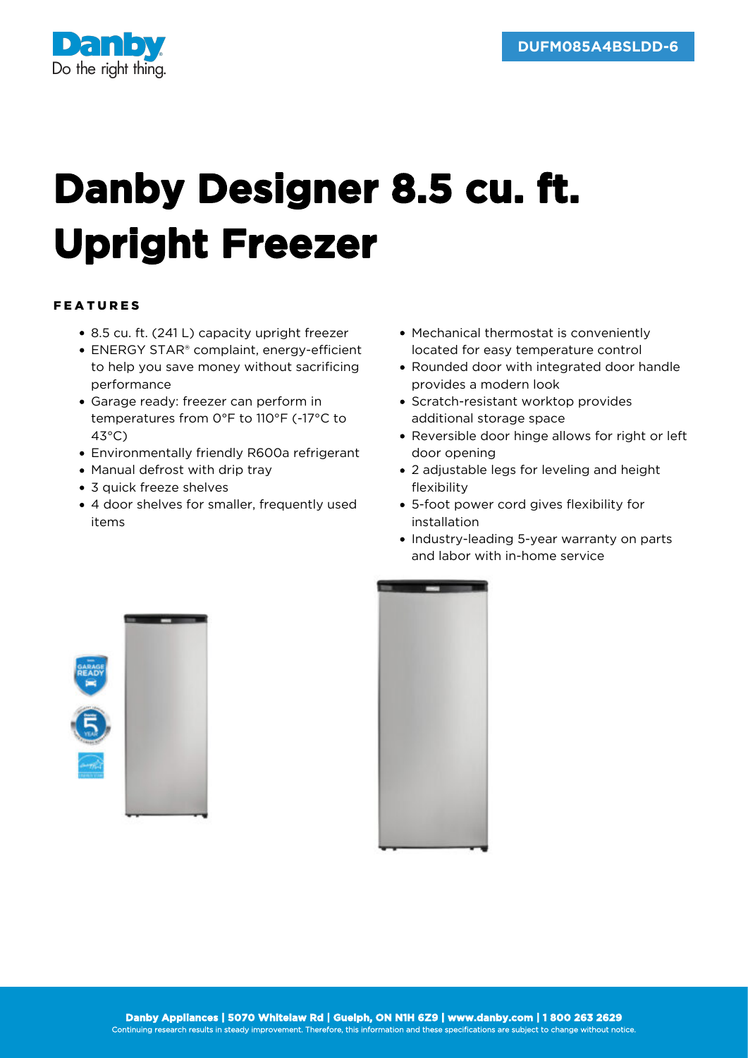DUFM085A4BSLDD-6

# Danby Designer 8.5 cu. ft. Upright Freezer

## FEATURES

- 8.5 cu. ft. (241 L) capacity upright freezer
- ENERGY STAR® complaint, energy-efficient to help you save money without sacrificing performance
- Garage ready: freezer can perform in temperatures from 0°F to 110°F (-17°C to 43°C)
- Environmentally friendly R600a refrigerant
- Manual defrost with drip tray
- 3 quick freeze shelves
- 4 door shelves for smaller, frequently used items
- Mechanical thermostat is conveniently located for easy temperature control
- Rounded door with integrated door handle provides a modern look
- Scratch-resistant worktop provides additional storage space
- Reversible door hinge allows for right or left door opening
- 2 adjustable legs for leveling and height flexibility
- 5-foot power cord gives flexibility for installation
- Industry-leading 5-year warranty on parts and labor with in-home service

**Danby Appliances | 5070 Whitelaw Rd | Guelph, ON N1H 6Z9 | www.danby.com | 1 800 263 2629**
Continuing research results in steady improvement. Therefore, this information and these specifications are subject to change without notice.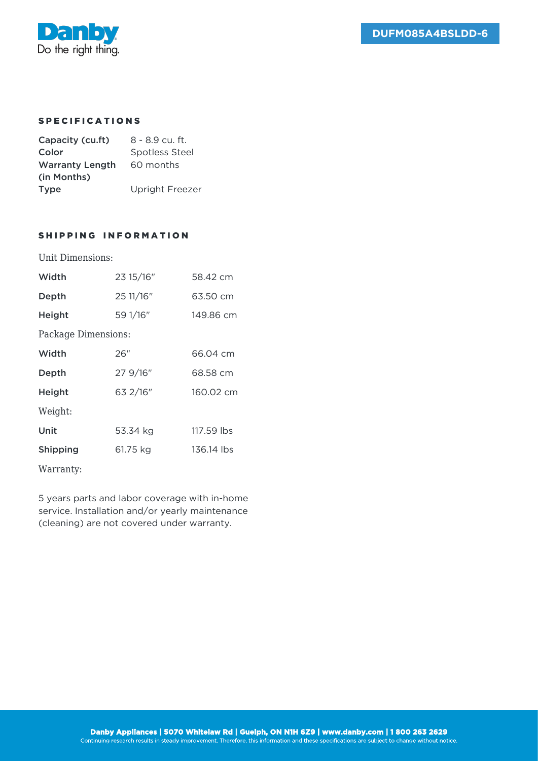DUFM085A4BSLDD-6

## SPECIFICATIONS

| | |
|---|---|
| **Capacity (cu.ft)** | 8 - 8.9 cu. ft. |
| **Color** | Spotless Steel |
| **Warranty Length (in Months)** | 60 months |
| **Type** | Upright Freezer |

## SHIPPING INFORMATION

Unit Dimensions:

| | | |
|---|---|---|
| **Width** | 23 15/16" | 58.42 cm |
| **Depth** | 25 11/16" | 63.50 cm |
| **Height** | 59 1/16" | 149.86 cm |

Package Dimensions:

| | | |
|---|---|---|
| **Width** | 26" | 66.04 cm |
| **Depth** | 27 9/16" | 68.58 cm |
| **Height** | 63 2/16" | 160.02 cm |

Weight:

| | | |
|---|---|---|
| **Unit** | 53.34 kg | 117.59 lbs |
| **Shipping** | 61.75 kg | 136.14 lbs |

Warranty:

5 years parts and labor coverage with in-home service. Installation and/or yearly maintenance (cleaning) are not covered under warranty.

**Danby Appliances | 5070 Whitelaw Rd | Guelph, ON N1H 6Z9 | www.danby.com | 1 800 263 2629**
Continuing research results in steady improvement. Therefore, this information and these specifications are subject to change without notice.